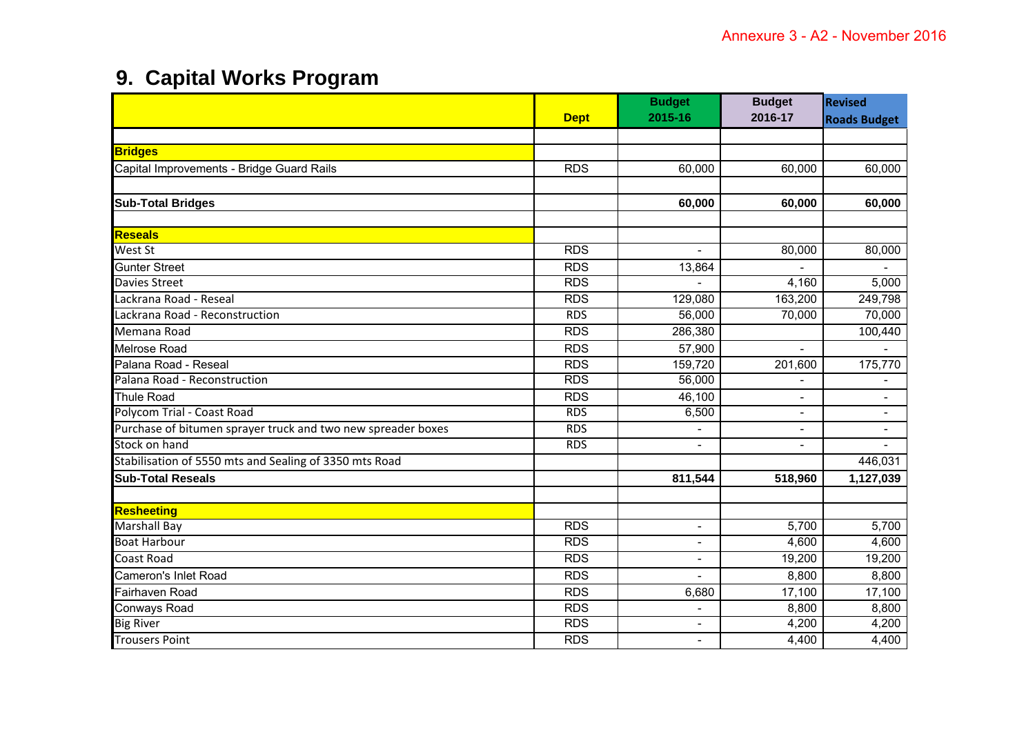Annexure 3 - A2 - November 2016

# 9. Capital Works Program

| | Dept | Budget 2015-16 | Budget 2016-17 | Revised Roads Budget |
|---|---|---|---|---|
| | | | | |
| **Bridges** | | | | |
| Capital Improvements - Bridge Guard Rails | RDS | 60,000 | 60,000 | 60,000 |
| | | | | |
| **Sub-Total Bridges** | | **60,000** | **60,000** | **60,000** |
| | | | | |
| **Reseals** | | | | |
| West St | RDS | - | 80,000 | 80,000 |
| Gunter Street | RDS | 13,864 | - | - |
| Davies Street | RDS | - | 4,160 | 5,000 |
| Lackrana Road - Reseal | RDS | 129,080 | 163,200 | 249,798 |
| Lackrana Road - Reconstruction | RDS | 56,000 | 70,000 | 70,000 |
| Memana Road | RDS | 286,380 | | 100,440 |
| Melrose Road | RDS | 57,900 | - | - |
| Palana Road - Reseal | RDS | 159,720 | 201,600 | 175,770 |
| Palana Road - Reconstruction | RDS | 56,000 | - | - |
| Thule Road | RDS | 46,100 | - | - |
| Polycom Trial - Coast Road | RDS | 6,500 | - | - |
| Purchase of bitumen sprayer truck and two new spreader boxes | RDS | - | - | - |
| Stock on hand | RDS | - | - | - |
| Stabilisation of 5550 mts and Sealing of 3350 mts Road | | | | 446,031 |
| **Sub-Total Reseals** | | **811,544** | **518,960** | **1,127,039** |
| | | | | |
| **Resheeting** | | | | |
| Marshall Bay | RDS | - | 5,700 | 5,700 |
| Boat Harbour | RDS | - | 4,600 | 4,600 |
| Coast Road | RDS | - | 19,200 | 19,200 |
| Cameron's Inlet Road | RDS | - | 8,800 | 8,800 |
| Fairhaven Road | RDS | 6,680 | 17,100 | 17,100 |
| Conways Road | RDS | - | 8,800 | 8,800 |
| Big River | RDS | - | 4,200 | 4,200 |
| Trousers Point | RDS | - | 4,400 | 4,400 |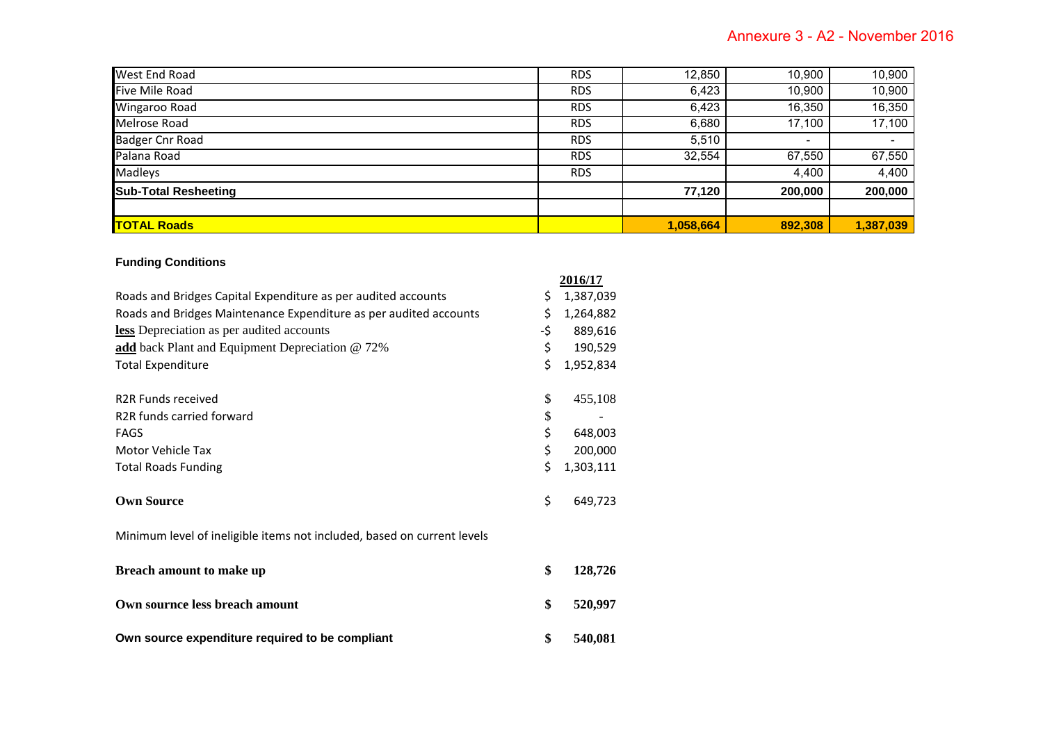| | | | | |
|---|---|---|---|---|
| West End Road | RDS | 12,850 | 10,900 | 10,900 |
| Five Mile Road | RDS | 6,423 | 10,900 | 10,900 |
| Wingaroo Road | RDS | 6,423 | 16,350 | 16,350 |
| Melrose Road | RDS | 6,680 | 17,100 | 17,100 |
| Badger Cnr Road | RDS | 5,510 | - | - |
| Palana Road | RDS | 32,554 | 67,550 | 67,550 |
| Madleys | RDS | | 4,400 | 4,400 |
| **Sub-Total Resheeting** | | **77,120** | **200,000** | **200,000** |
| | | | | |
| **TOTAL Roads** | | **1,058,664** | **892,308** | **1,387,039** |

**Funding Conditions**

| | 2016/17 |
|---|---|
| Roads and Bridges Capital Expenditure as per audited accounts | $ 1,387,039 |
| Roads and Bridges Maintenance Expenditure as per audited accounts | $ 1,264,882 |
| **less** Depreciation as per audited accounts | -$ 889,616 |
| **add** back Plant and Equipment Depreciation @ 72% | $ 190,529 |
| Total Expenditure | $ 1,952,834 |
| | |
| R2R Funds received | $ 455,108 |
| R2R funds carried forward | $ - |
| FAGS | $ 648,003 |
| Motor Vehicle Tax | $ 200,000 |
| Total Roads Funding | $ 1,303,111 |
| | |
| **Own Source** | $ 649,723 |
| | |
| Minimum level of ineligible items not included, based on current levels | |
| | |
| **Breach amount to make up** | **$ 128,726** |
| | |
| **Own sournce less breach amount** | **$ 520,997** |
| | |
| **Own source expenditure required to be compliant** | **$ 540,081** |